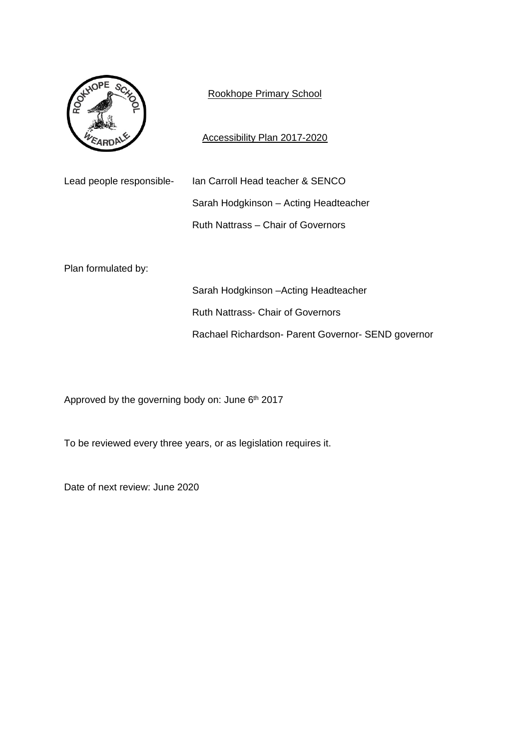Rookhope Primary School

Accessibility Plan 2017-2020

Lead people responsible- Ian Carroll Head teacher & SENCO

Sarah Hodgkinson – Acting Headteacher

Ruth Nattrass – Chair of Governors

Plan formulated by:

Sarah Hodgkinson –Acting Headteacher

Ruth Nattrass- Chair of Governors

Rachael Richardson- Parent Governor- SEND governor

Approved by the governing body on: June 6th 2017

To be reviewed every three years, or as legislation requires it.

Date of next review: June 2020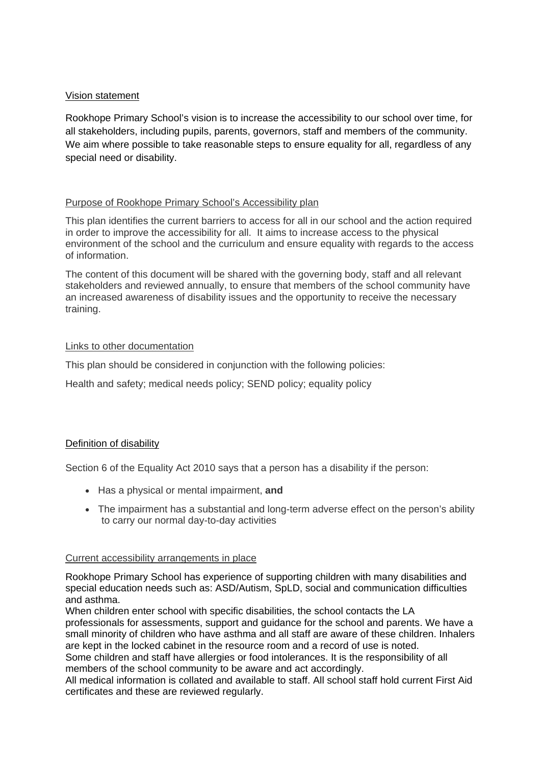## Vision statement

Rookhope Primary School's vision is to increase the accessibility to our school over time, for all stakeholders, including pupils, parents, governors, staff and members of the community. We aim where possible to take reasonable steps to ensure equality for all, regardless of any special need or disability.

## Purpose of Rookhope Primary School's Accessibility plan

This plan identifies the current barriers to access for all in our school and the action required in order to improve the accessibility for all. It aims to increase access to the physical environment of the school and the curriculum and ensure equality with regards to the access of information.

The content of this document will be shared with the governing body, staff and all relevant stakeholders and reviewed annually, to ensure that members of the school community have an increased awareness of disability issues and the opportunity to receive the necessary training.

## Links to other documentation

This plan should be considered in conjunction with the following policies:

Health and safety; medical needs policy; SEND policy; equality policy

## Definition of disability

Section 6 of the Equality Act 2010 says that a person has a disability if the person:

- Has a physical or mental impairment, **and**
- The impairment has a substantial and long-term adverse effect on the person's ability to carry our normal day-to-day activities

## Current accessibility arrangements in place

Rookhope Primary School has experience of supporting children with many disabilities and special education needs such as: ASD/Autism, SpLD, social and communication difficulties and asthma.
When children enter school with specific disabilities, the school contacts the LA professionals for assessments, support and guidance for the school and parents. We have a small minority of children who have asthma and all staff are aware of these children. Inhalers are kept in the locked cabinet in the resource room and a record of use is noted.
Some children and staff have allergies or food intolerances. It is the responsibility of all members of the school community to be aware and act accordingly.
All medical information is collated and available to staff. All school staff hold current First Aid certificates and these are reviewed regularly.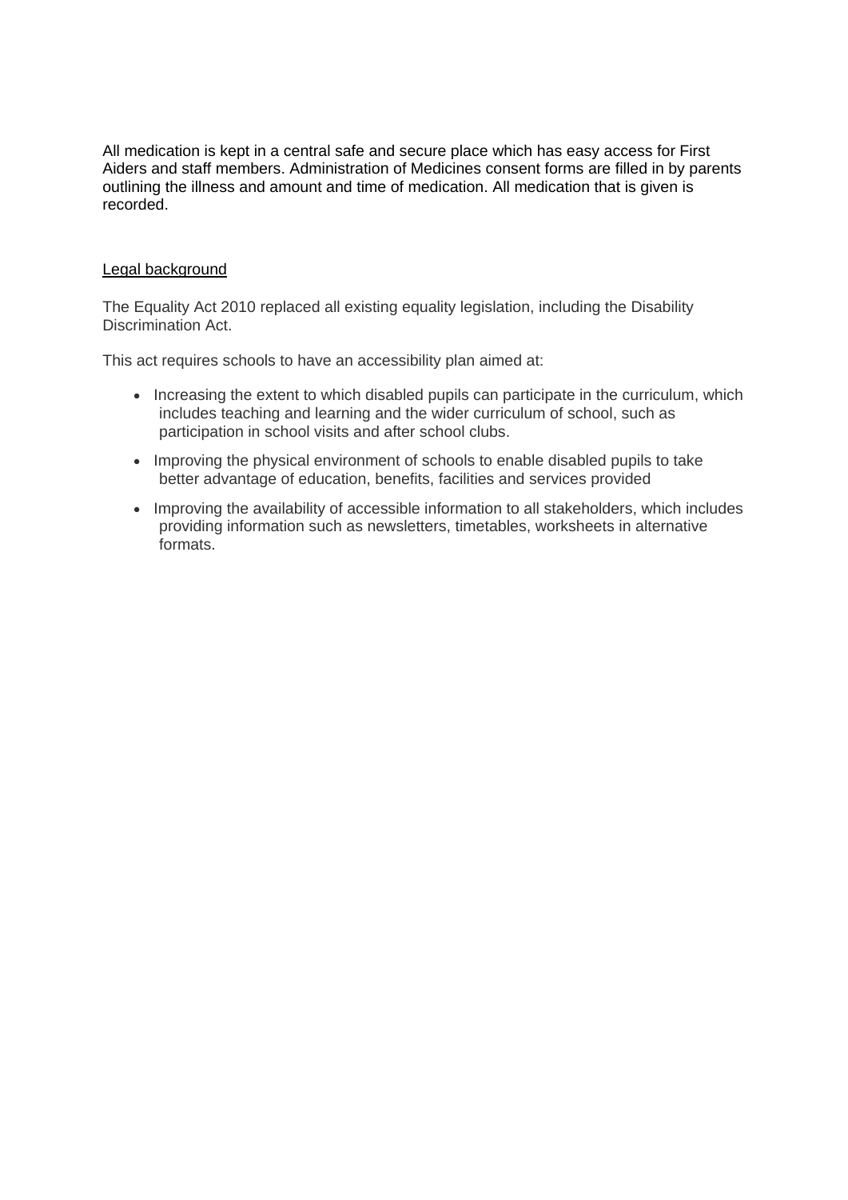All medication is kept in a central safe and secure place which has easy access for First Aiders and staff members. Administration of Medicines consent forms are filled in by parents outlining the illness and amount and time of medication. All medication that is given is recorded.

## Legal background

The Equality Act 2010 replaced all existing equality legislation, including the Disability Discrimination Act.

This act requires schools to have an accessibility plan aimed at:

- Increasing the extent to which disabled pupils can participate in the curriculum, which includes teaching and learning and the wider curriculum of school, such as participation in school visits and after school clubs.
- Improving the physical environment of schools to enable disabled pupils to take better advantage of education, benefits, facilities and services provided
- Improving the availability of accessible information to all stakeholders, which includes providing information such as newsletters, timetables, worksheets in alternative formats.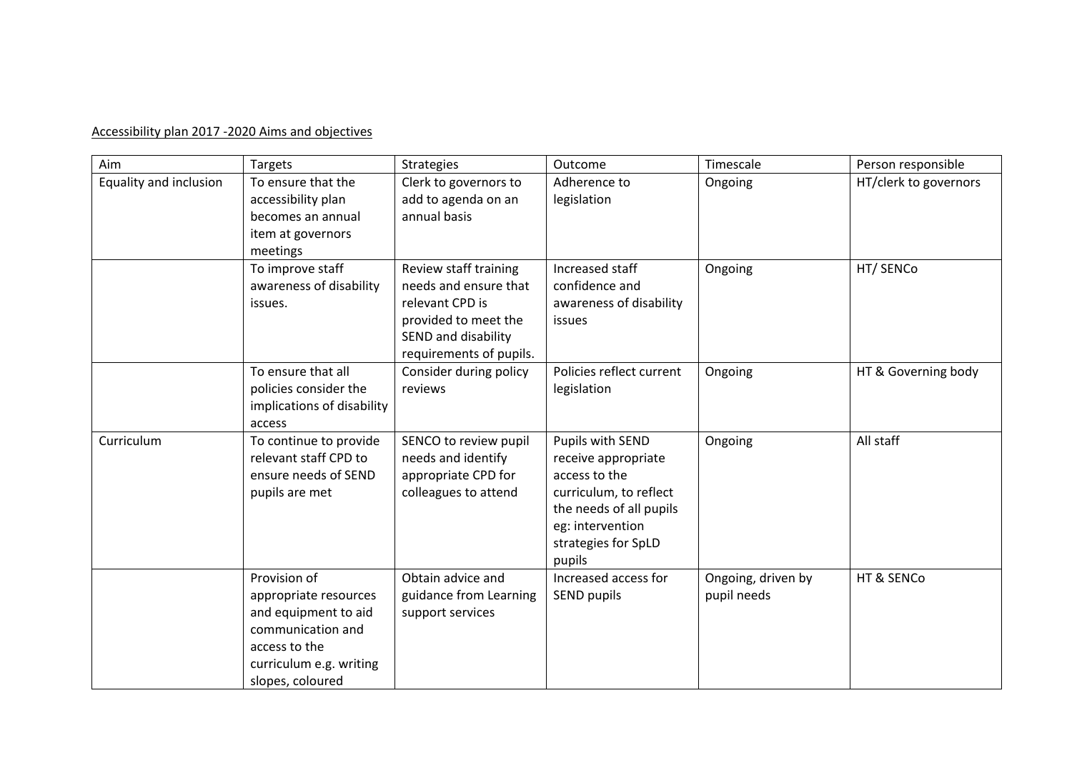Accessibility plan 2017 -2020 Aims and objectives

| Aim | Targets | Strategies | Outcome | Timescale | Person responsible |
|---|---|---|---|---|---|
| Equality and inclusion | To ensure that the accessibility plan becomes an annual item at governors meetings | Clerk to governors to add to agenda on an annual basis | Adherence to legislation | Ongoing | HT/clerk to governors |
| | To improve staff awareness of disability issues. | Review staff training needs and ensure that relevant CPD is provided to meet the SEND and disability requirements of pupils. | Increased staff confidence and awareness of disability issues | Ongoing | HT/ SENCo |
| | To ensure that all policies consider the implications of disability access | Consider during policy reviews | Policies reflect current legislation | Ongoing | HT & Governing body |
| Curriculum | To continue to provide relevant staff CPD to ensure needs of SEND pupils are met | SENCO to review pupil needs and identify appropriate CPD for colleagues to attend | Pupils with SEND receive appropriate access to the curriculum, to reflect the needs of all pupils eg: intervention strategies for SpLD pupils | Ongoing | All staff |
| | Provision of appropriate resources and equipment to aid communication and access to the curriculum e.g. writing slopes, coloured | Obtain advice and guidance from Learning support services | Increased access for SEND pupils | Ongoing, driven by pupil needs | HT & SENCo |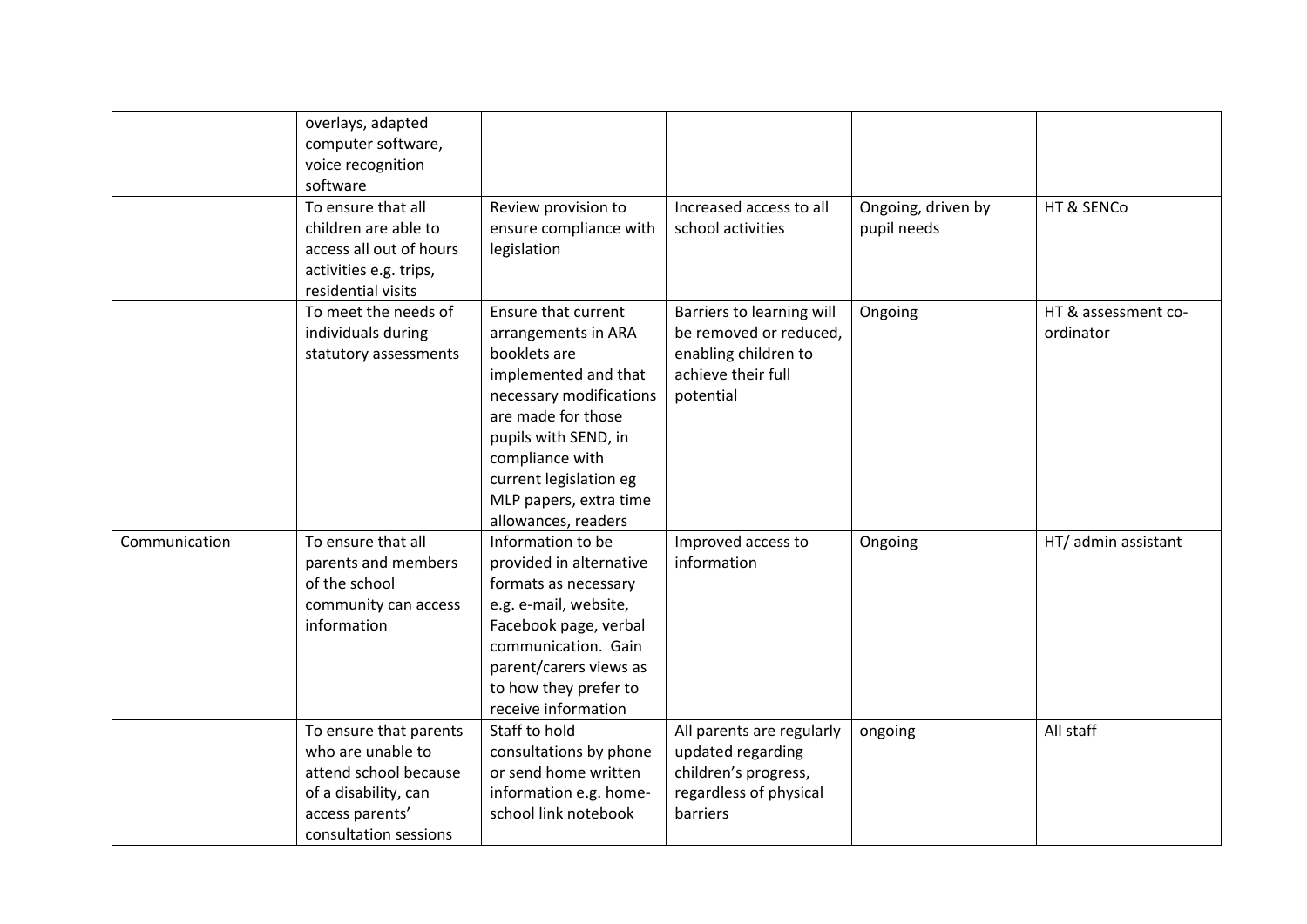| | | | | | |
|---|---|---|---|---|---|
| | overlays, adapted computer software, voice recognition software | | | | |
| | To ensure that all children are able to access all out of hours activities e.g. trips, residential visits | Review provision to ensure compliance with legislation | Increased access to all school activities | Ongoing, driven by pupil needs | HT & SENCo |
| | To meet the needs of individuals during statutory assessments | Ensure that current arrangements in ARA booklets are implemented and that necessary modifications are made for those pupils with SEND, in compliance with current legislation eg MLP papers, extra time allowances, readers | Barriers to learning will be removed or reduced, enabling children to achieve their full potential | Ongoing | HT & assessment co-ordinator |
| Communication | To ensure that all parents and members of the school community can access information | Information to be provided in alternative formats as necessary e.g. e-mail, website, Facebook page, verbal communication. Gain parent/carers views as to how they prefer to receive information | Improved access to information | Ongoing | HT/ admin assistant |
| | To ensure that parents who are unable to attend school because of a disability, can access parents' consultation sessions | Staff to hold consultations by phone or send home written information e.g. home-school link notebook | All parents are regularly updated regarding children's progress, regardless of physical barriers | ongoing | All staff |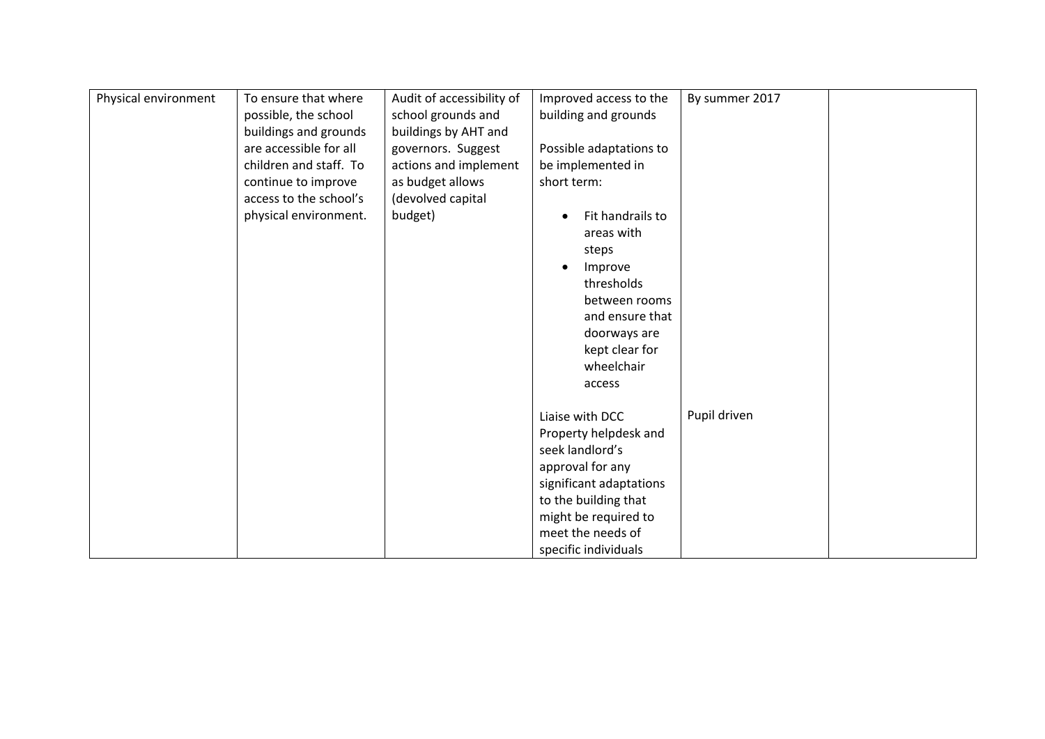| | | | | | |
|---|---|---|---|---|---|
| Physical environment | To ensure that where possible, the school buildings and grounds are accessible for all children and staff. To continue to improve access to the school's physical environment. | Audit of accessibility of school grounds and buildings by AHT and governors. Suggest actions and implement as budget allows (devolved capital budget) | Improved access to the building and grounds<br><br>Possible adaptations to be implemented in short term:<br><br>• Fit handrails to areas with steps<br>• Improve thresholds between rooms and ensure that doorways are kept clear for wheelchair access | By summer 2017 | |
| | | | Liaise with DCC Property helpdesk and seek landlord's approval for any significant adaptations to the building that might be required to meet the needs of specific individuals | Pupil driven | |